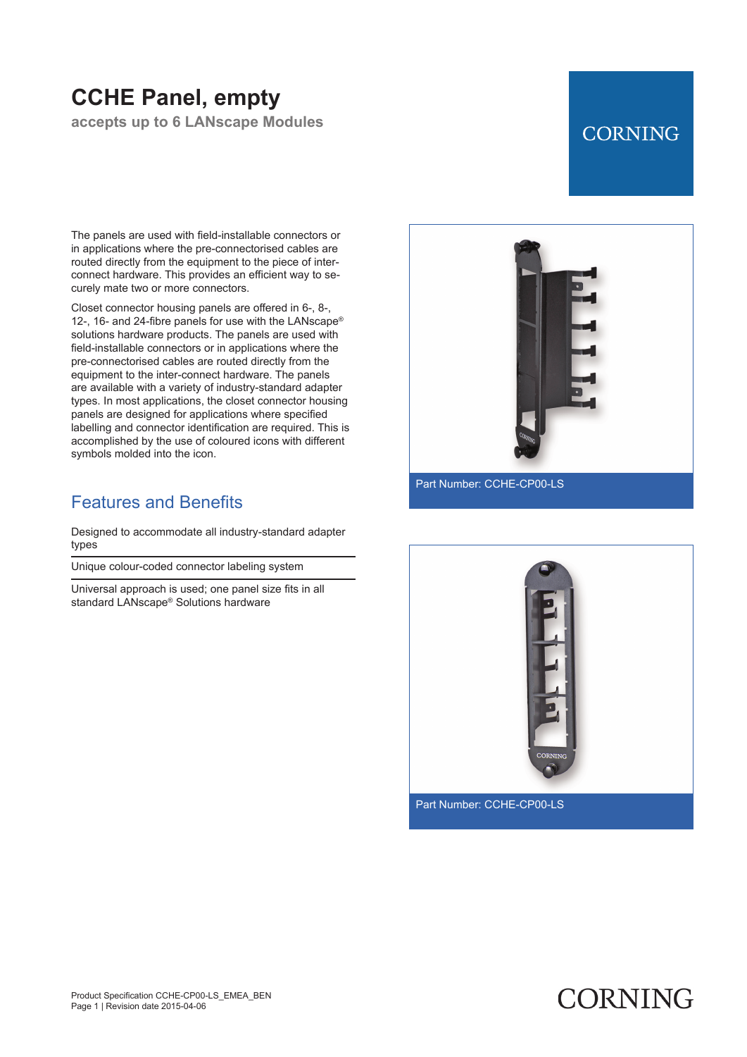# CCHE Panel, empty

**accepts up to 6 LANscape Modules**

The panels are used with field-installable connectors or in applications where the pre-connectorised cables are routed directly from the equipment to the piece of inter-connect hardware. This provides an efficient way to securely mate two or more connectors.

Closet connector housing panels are offered in 6-, 8-, 12-, 16- and 24-fibre panels for use with the LANscape® solutions hardware products. The panels are used with field-installable connectors or in applications where the pre-connectorised cables are routed directly from the equipment to the inter-connect hardware. The panels are available with a variety of industry-standard adapter types. In most applications, the closet connector housing panels are designed for applications where specified labelling and connector identification are required. This is accomplished by the use of coloured icons with different symbols molded into the icon.

Part Number: CCHE-CP00-LS

Part Number: CCHE-CP00-LS

## Features and Benefits

Designed to accommodate all industry-standard adapter types

Unique colour-coded connector labeling system

Universal approach is used; one panel size fits in all standard LANscape® Solutions hardware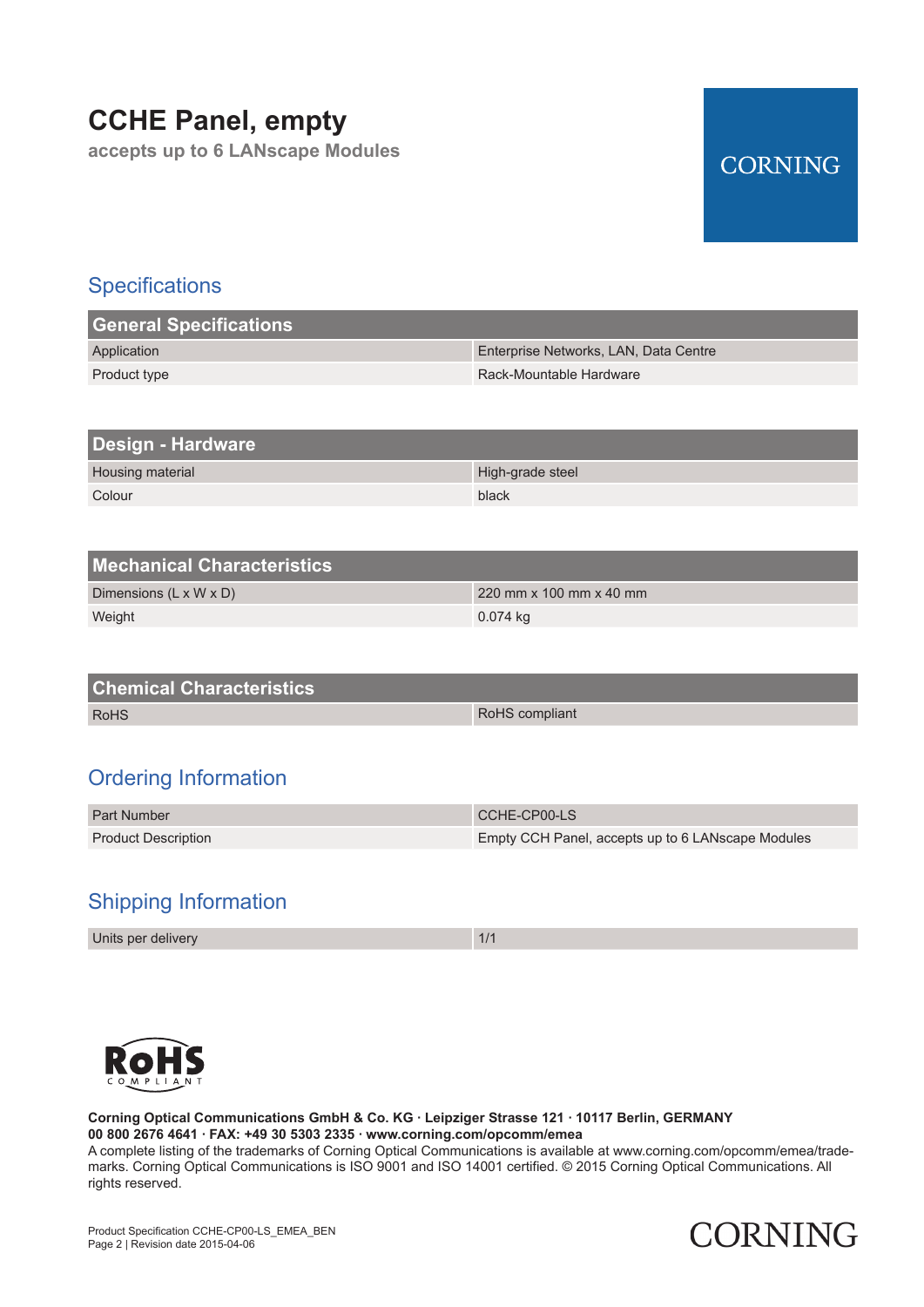# CCHE Panel, empty

**accepts up to 6 LANscape Modules**

CORNING

## Specifications

| General Specifications | |
|---|---|
| Application | Enterprise Networks, LAN, Data Centre |
| Product type | Rack-Mountable Hardware |

| Design - Hardware | |
|---|---|
| Housing material | High-grade steel |
| Colour | black |

| Mechanical Characteristics | |
|---|---|
| Dimensions (L x W x D) | 220 mm x 100 mm x 40 mm |
| Weight | 0.074 kg |

| Chemical Characteristics | |
|---|---|
| RoHS | RoHS compliant |

## Ordering Information

| | |
|---|---|
| Part Number | CCHE-CP00-LS |
| Product Description | Empty CCH Panel, accepts up to 6 LANscape Modules |

## Shipping Information

| | |
|---|---|
| Units per delivery | 1/1 |

RoHS COMPLIANT

**Corning Optical Communications GmbH & Co. KG · Leipziger Strasse 121 · 10117 Berlin, GERMANY**
**00 800 2676 4641 · FAX: +49 30 5303 2335 · www.corning.com/opcomm/emea**
A complete listing of the trademarks of Corning Optical Communications is available at www.corning.com/opcomm/emea/trademarks. Corning Optical Communications is ISO 9001 and ISO 14001 certified. © 2015 Corning Optical Communications. All rights reserved.

Product Specification CCHE-CP00-LS_EMEA_BEN
Page 2 | Revision date 2015-04-06

CORNING